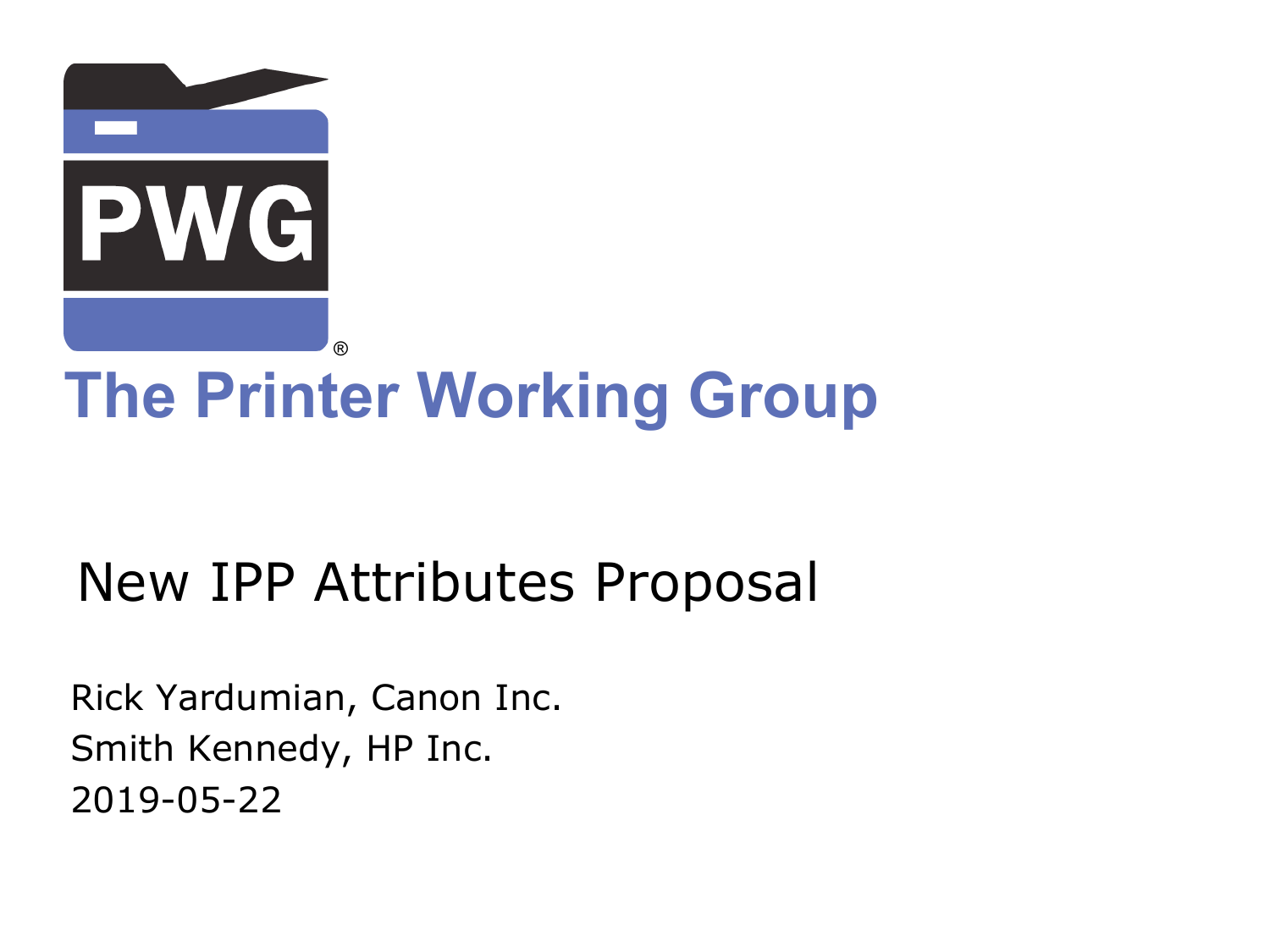PWG®

The Printer Working Group

# New IPP Attributes Proposal

Rick Yardumian, Canon Inc.
Smith Kennedy, HP Inc.
2019-05-22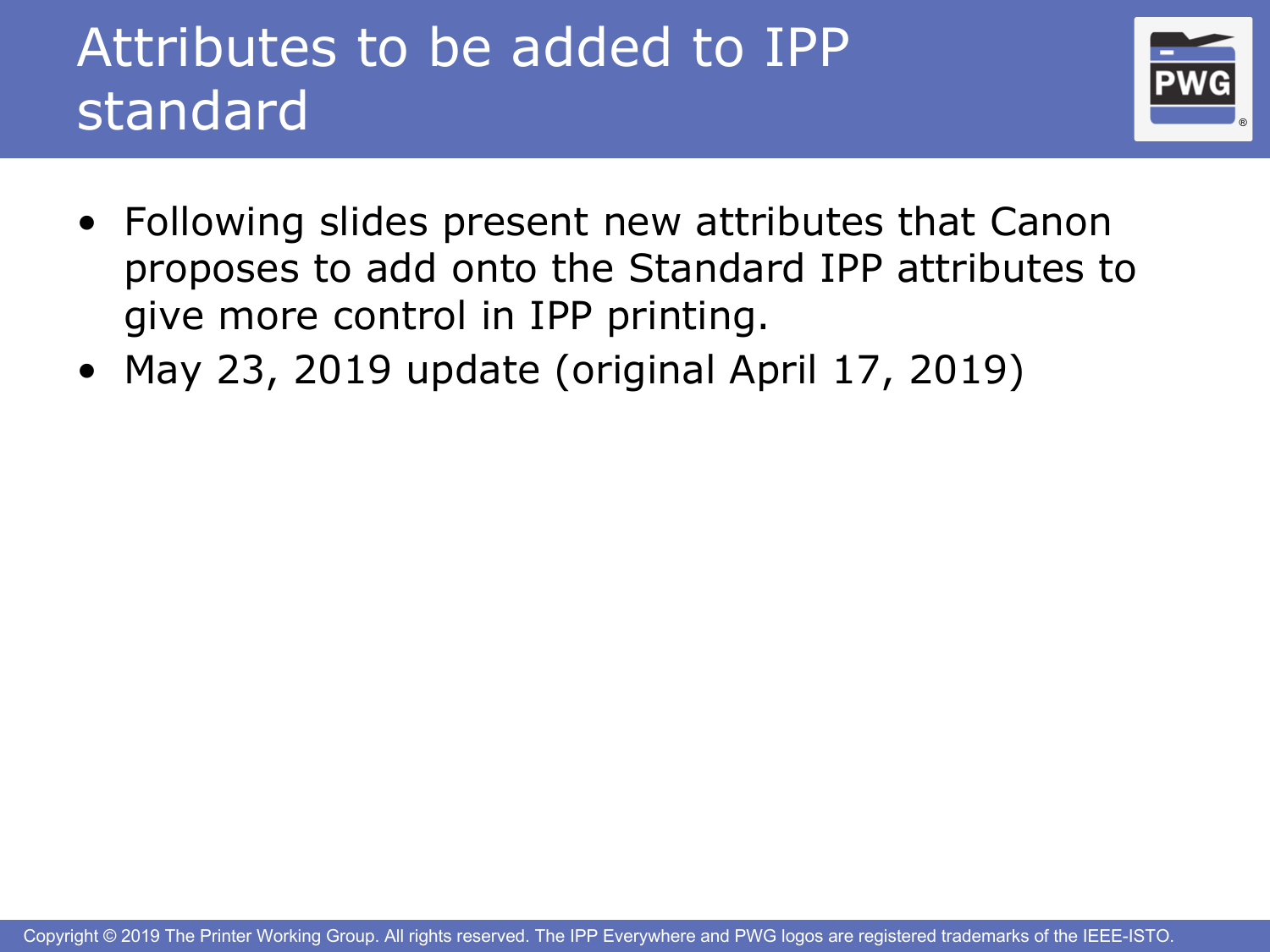# Attributes to be added to IPP standard

- Following slides present new attributes that Canon proposes to add onto the Standard IPP attributes to give more control in IPP printing.
- May 23, 2019 update (original April 17, 2019)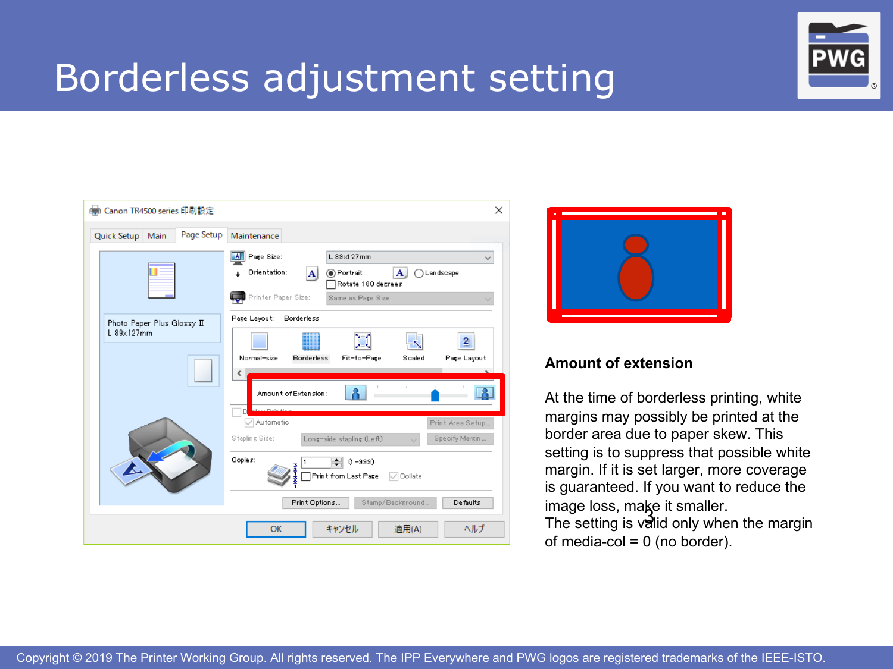# Borderless adjustment setting

**Amount of extension**

At the time of borderless printing, white margins may possibly be printed at the border area due to paper skew. This setting is to suppress that possible white margin. If it is set larger, more coverage is guaranteed. If you want to reduce the image loss, make it smaller.
The setting is valid only when the margin of media-col = 0 (no border).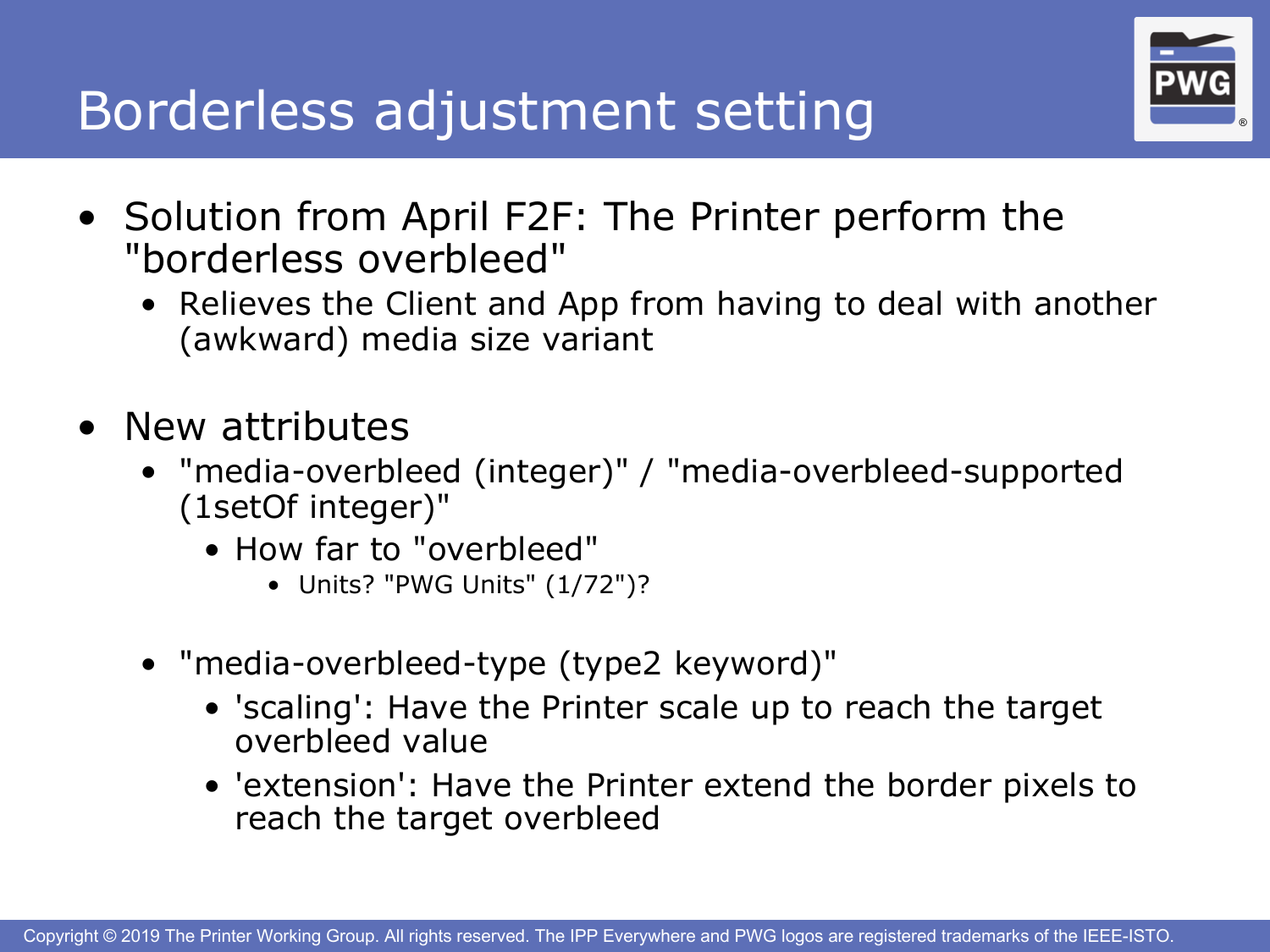# Borderless adjustment setting

- Solution from April F2F: The Printer perform the "borderless overbleed"
  - Relieves the Client and App from having to deal with another (awkward) media size variant
- New attributes
  - "media-overbleed (integer)" / "media-overbleed-supported (1setOf integer)"
    - How far to "overbleed"
      - Units? "PWG Units" (1/72")?
  - "media-overbleed-type (type2 keyword)"
    - 'scaling': Have the Printer scale up to reach the target overbleed value
    - 'extension': Have the Printer extend the border pixels to reach the target overbleed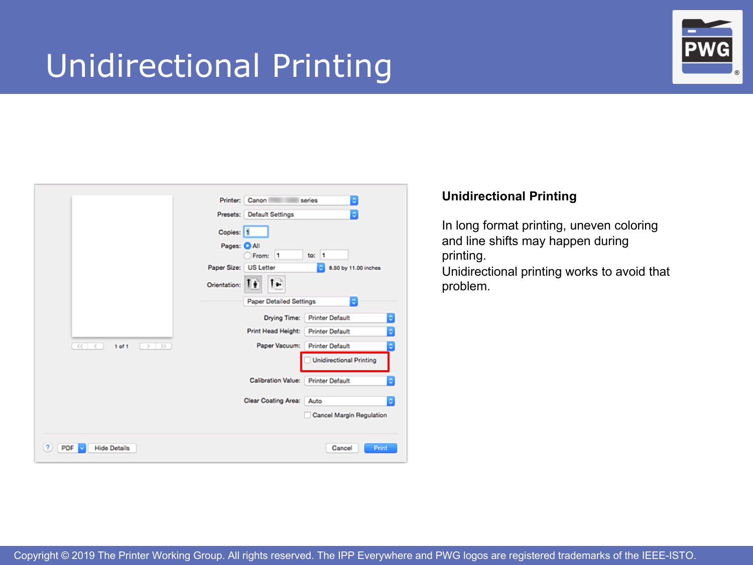# Unidirectional Printing

**Unidirectional Printing**

In long format printing, uneven coloring and line shifts may happen during printing.
Unidirectional printing works to avoid that problem.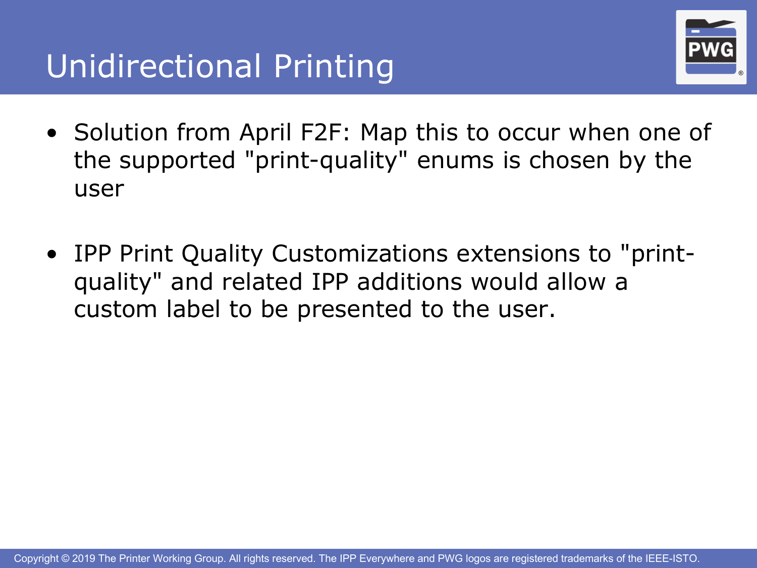# Unidirectional Printing

- Solution from April F2F: Map this to occur when one of the supported "print-quality" enums is chosen by the user

- IPP Print Quality Customizations extensions to "print-quality" and related IPP additions would allow a custom label to be presented to the user.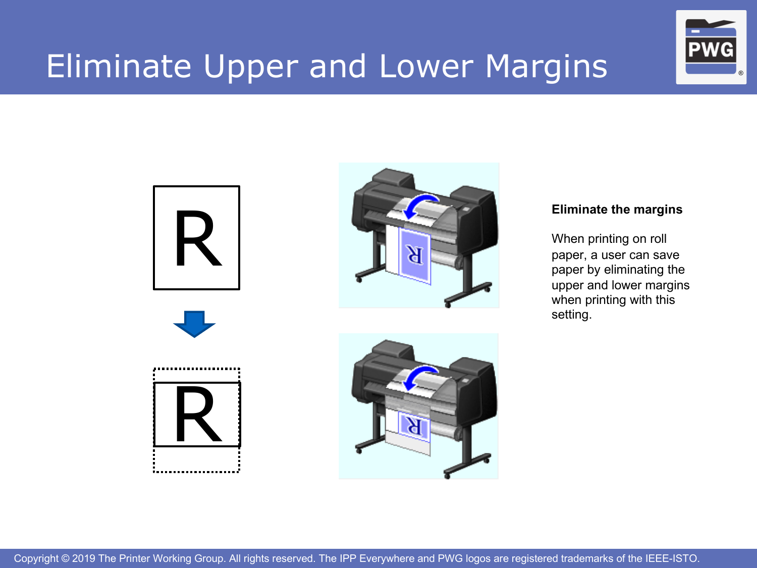# Eliminate Upper and Lower Margins

**Eliminate the margins**

When printing on roll paper, a user can save paper by eliminating the upper and lower margins when printing with this setting.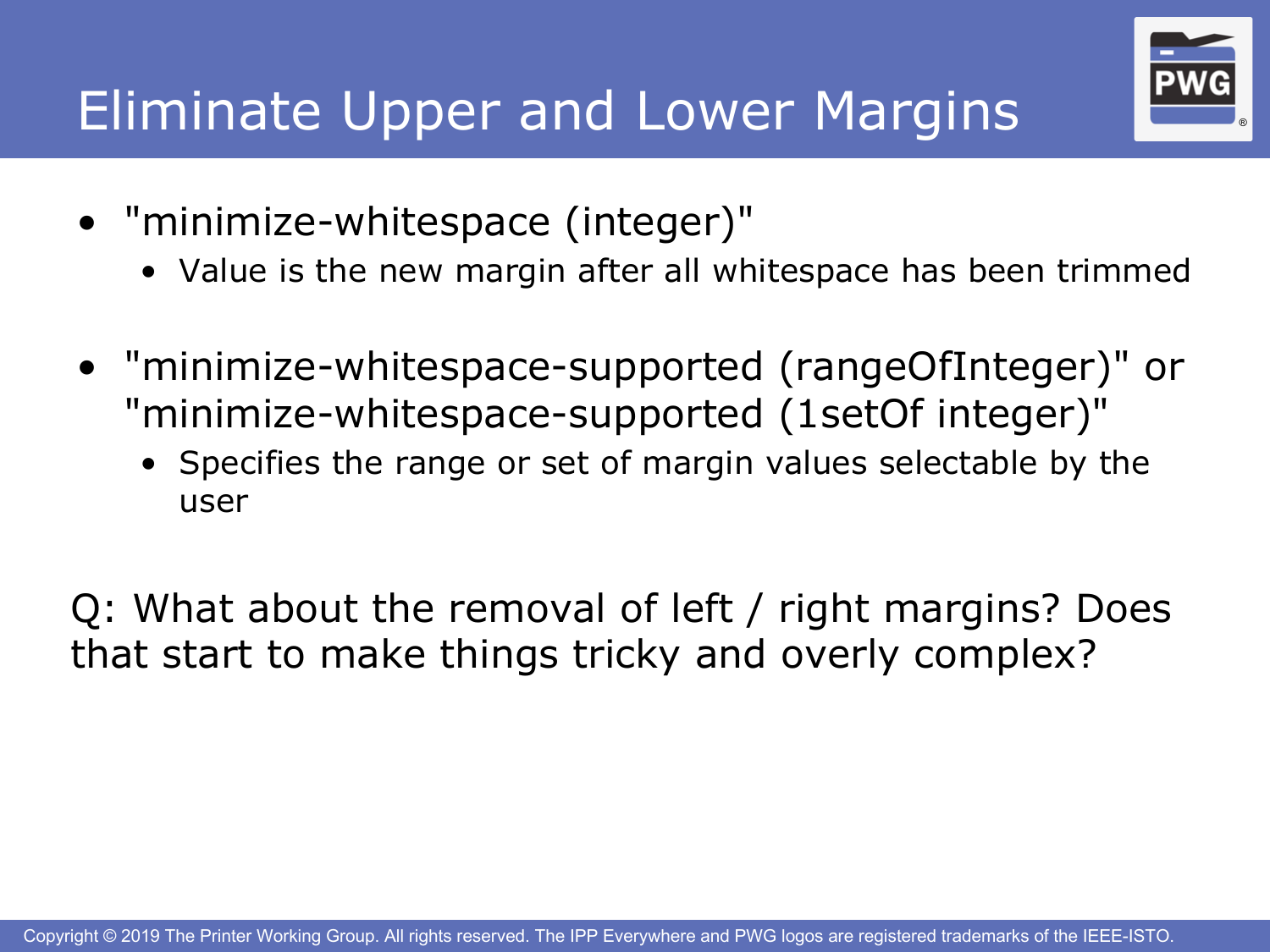# Eliminate Upper and Lower Margins

- "minimize-whitespace (integer)"
  - Value is the new margin after all whitespace has been trimmed
- "minimize-whitespace-supported (rangeOfInteger)" or "minimize-whitespace-supported (1setOf integer)"
  - Specifies the range or set of margin values selectable by the user

Q: What about the removal of left / right margins? Does that start to make things tricky and overly complex?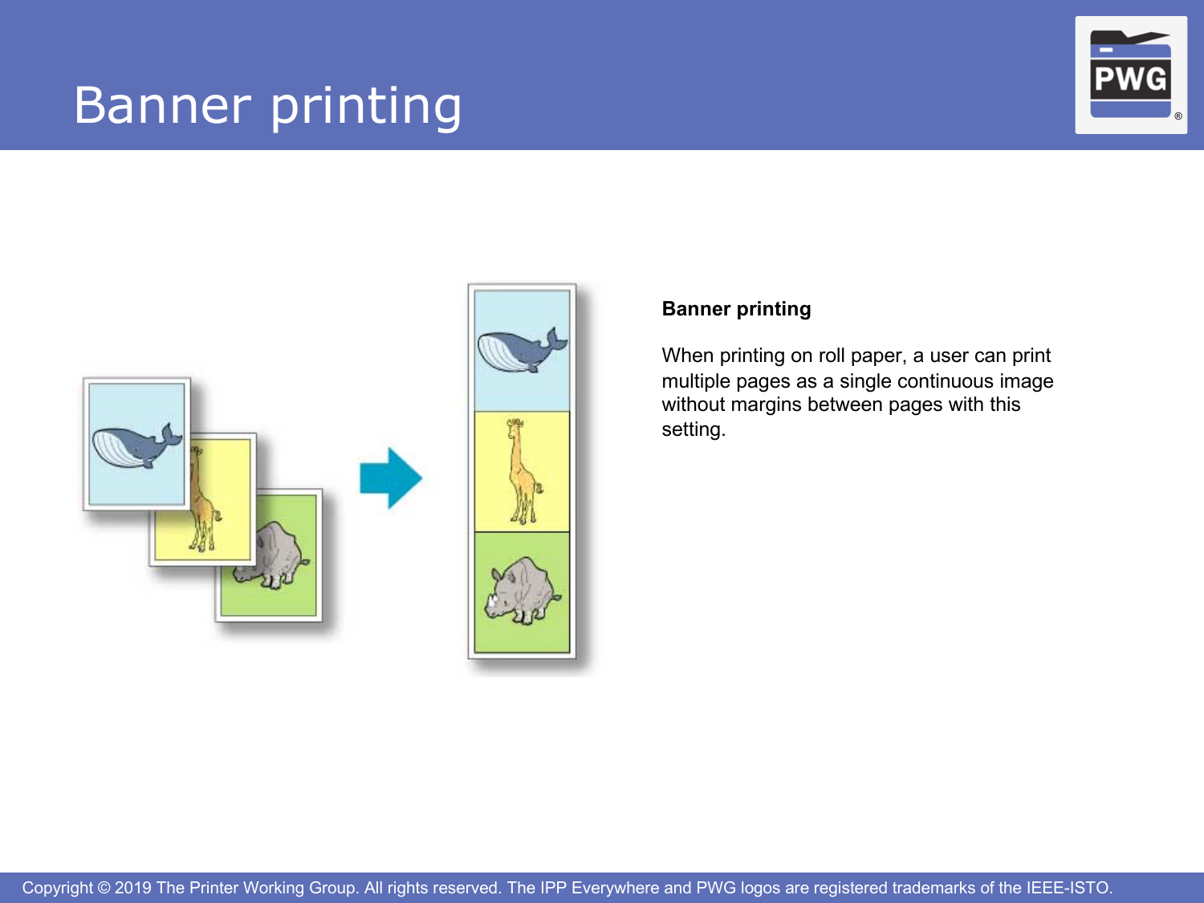# Banner printing

**Banner printing**

When printing on roll paper, a user can print multiple pages as a single continuous image without margins between pages with this setting.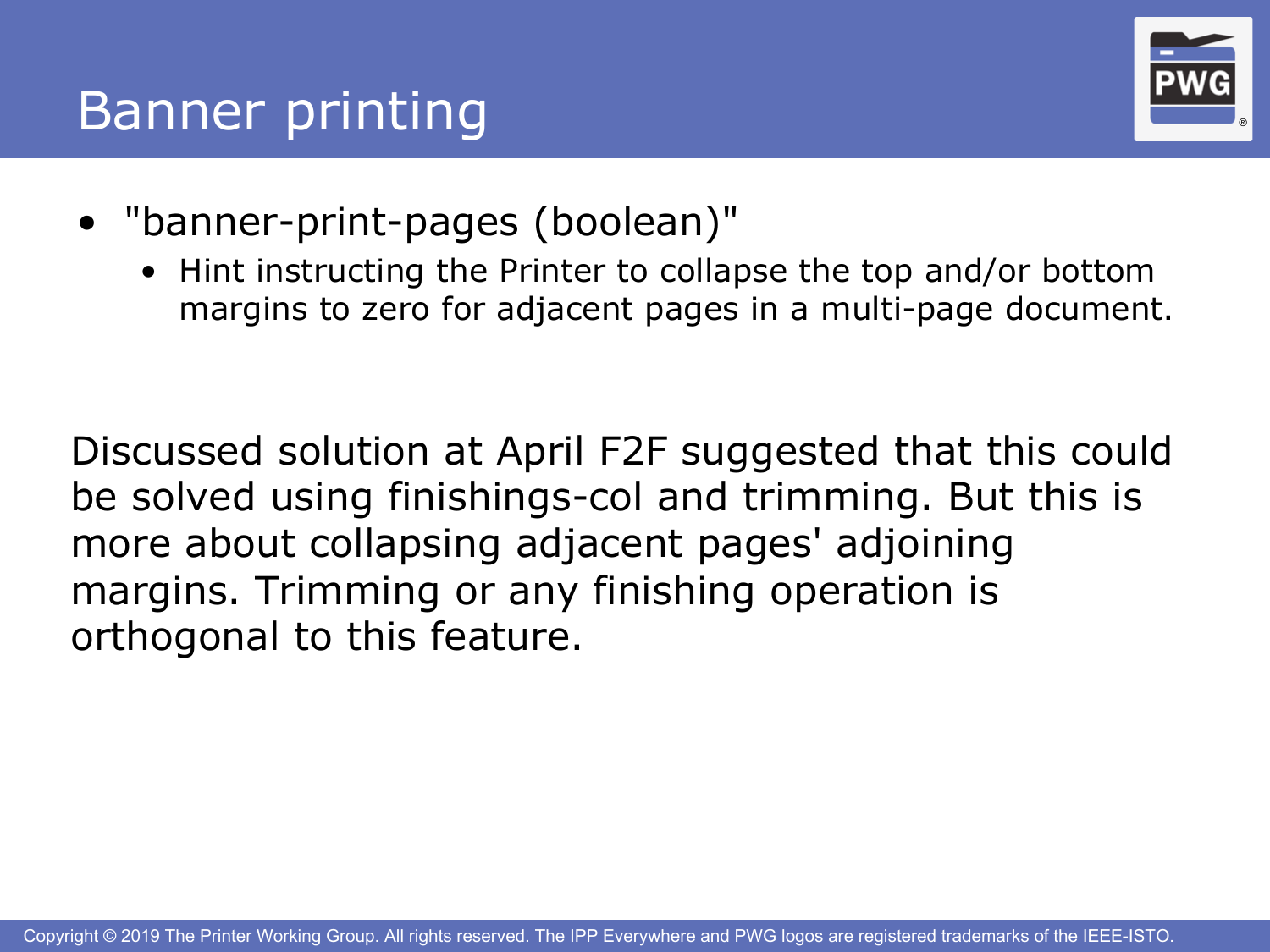# Banner printing

- "banner-print-pages (boolean)"
  - Hint instructing the Printer to collapse the top and/or bottom margins to zero for adjacent pages in a multi-page document.

Discussed solution at April F2F suggested that this could be solved using finishings-col and trimming. But this is more about collapsing adjacent pages' adjoining margins. Trimming or any finishing operation is orthogonal to this feature.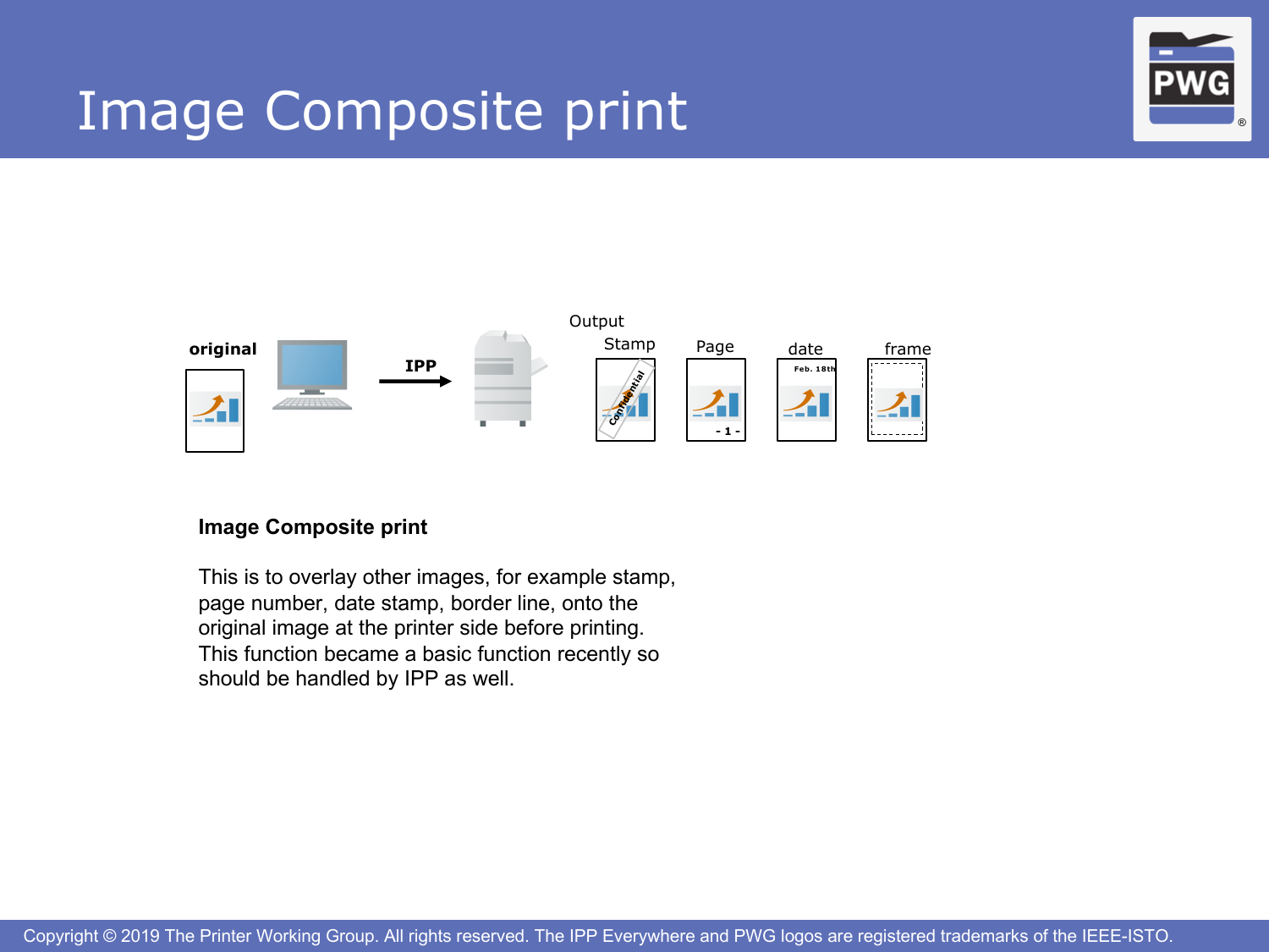# Image Composite print

original

IPP

Output

Stamp

Page

date

frame

**Image Composite print**

This is to overlay other images, for example stamp, page number, date stamp, border line, onto the original image at the printer side before printing. This function became a basic function recently so should be handled by IPP as well.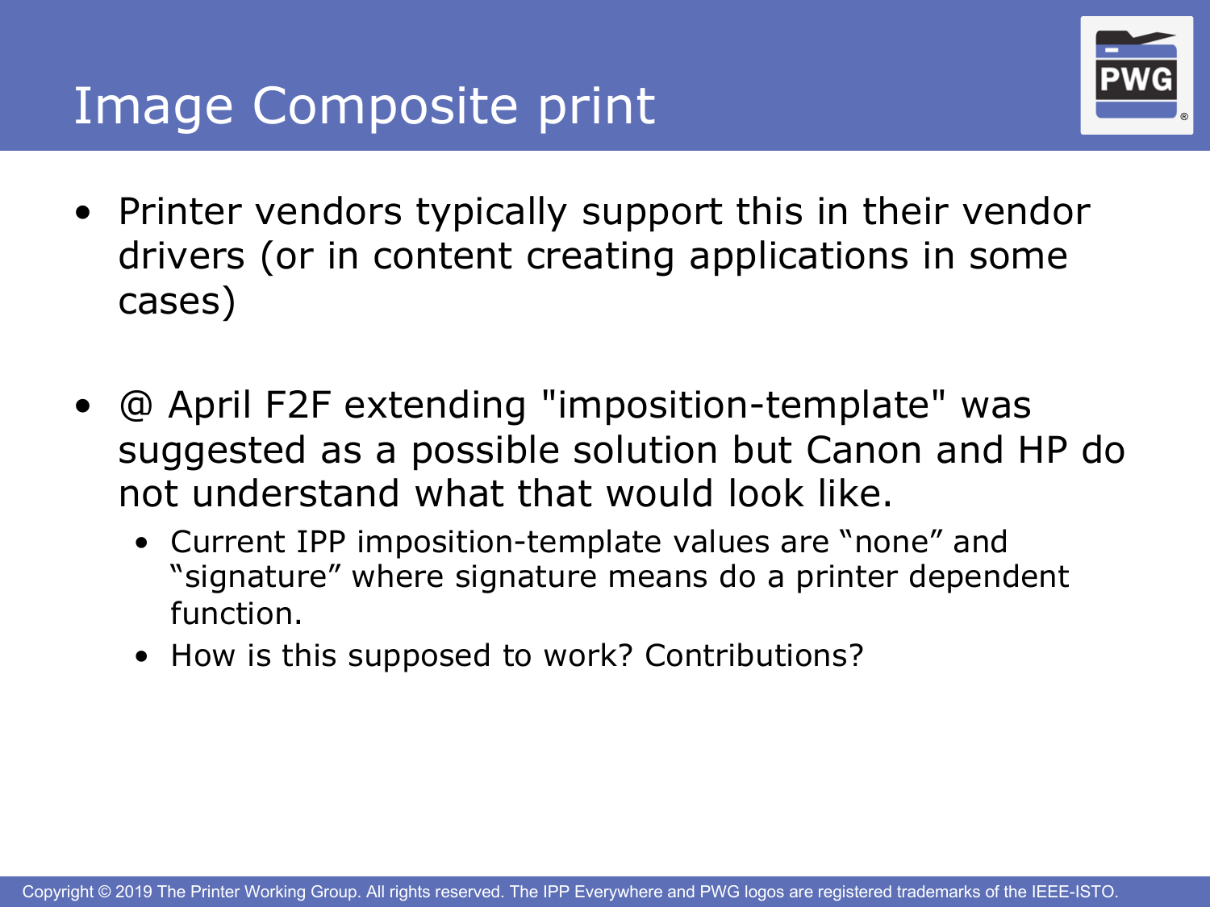# Image Composite print

- Printer vendors typically support this in their vendor drivers (or in content creating applications in some cases)

- @ April F2F extending "imposition-template" was suggested as a possible solution but Canon and HP do not understand what that would look like.
  - Current IPP imposition-template values are “none” and “signature” where signature means do a printer dependent function.
  - How is this supposed to work? Contributions?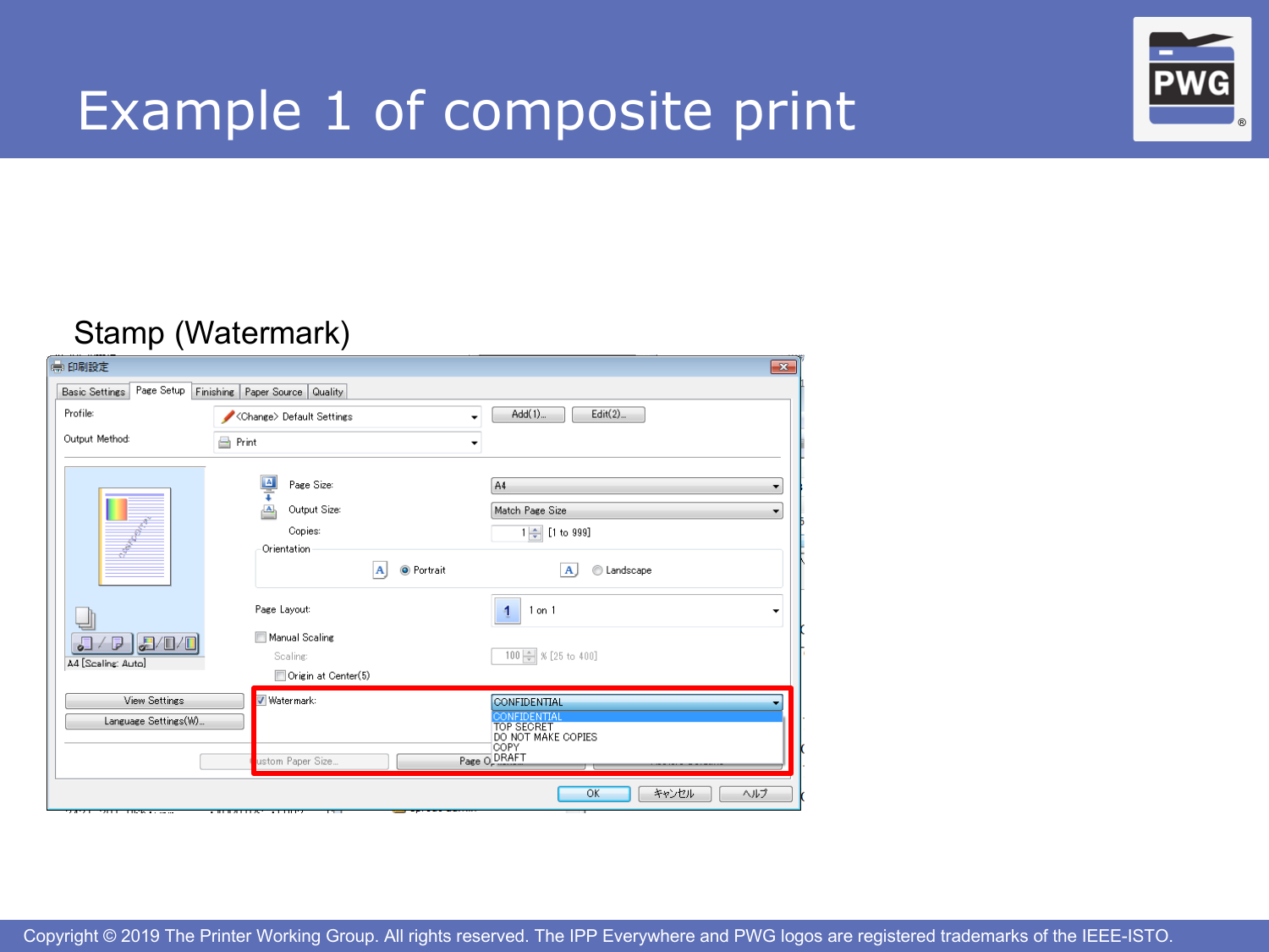# Example 1 of composite print

Stamp (Watermark)

印刷設定

Basic Settings | Page Setup | Finishing | Paper Source | Quality

Profile: <Change> Default Settings — Add(1)... — Edit(2)...

Output Method: Print

Page Size: A4

Output Size: Match Page Size

Copies: 1 [1 to 999]

Orientation: Portrait / Landscape

Page Layout: 1 on 1

Manual Scaling

Scaling: 100 % [25 to 400]

Origin at Center(5)

Watermark: CONFIDENTIAL

- CONFIDENTIAL
- TOP SECRET
- DO NOT MAKE COPIES
- COPY
- DRAFT

A4 [Scaling: Auto]

View Settings

Language Settings(W)...

Custom Paper Size...

OK — キャンセル — ヘルプ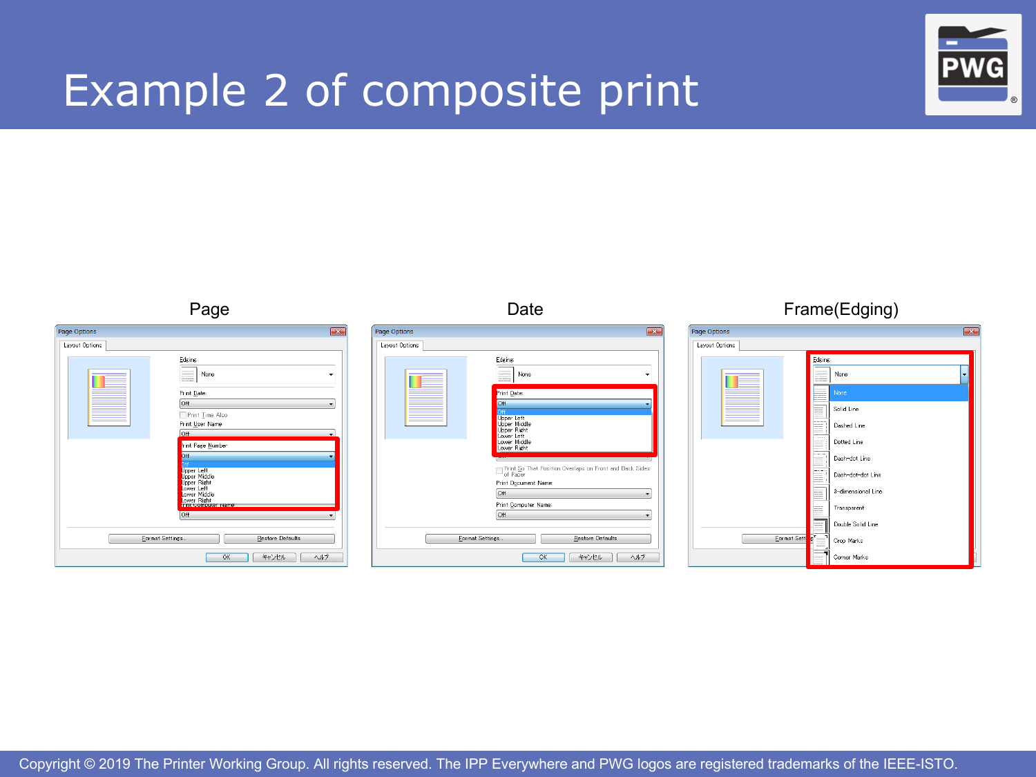# Example 2 of composite print

Page

Date

Frame(Edging)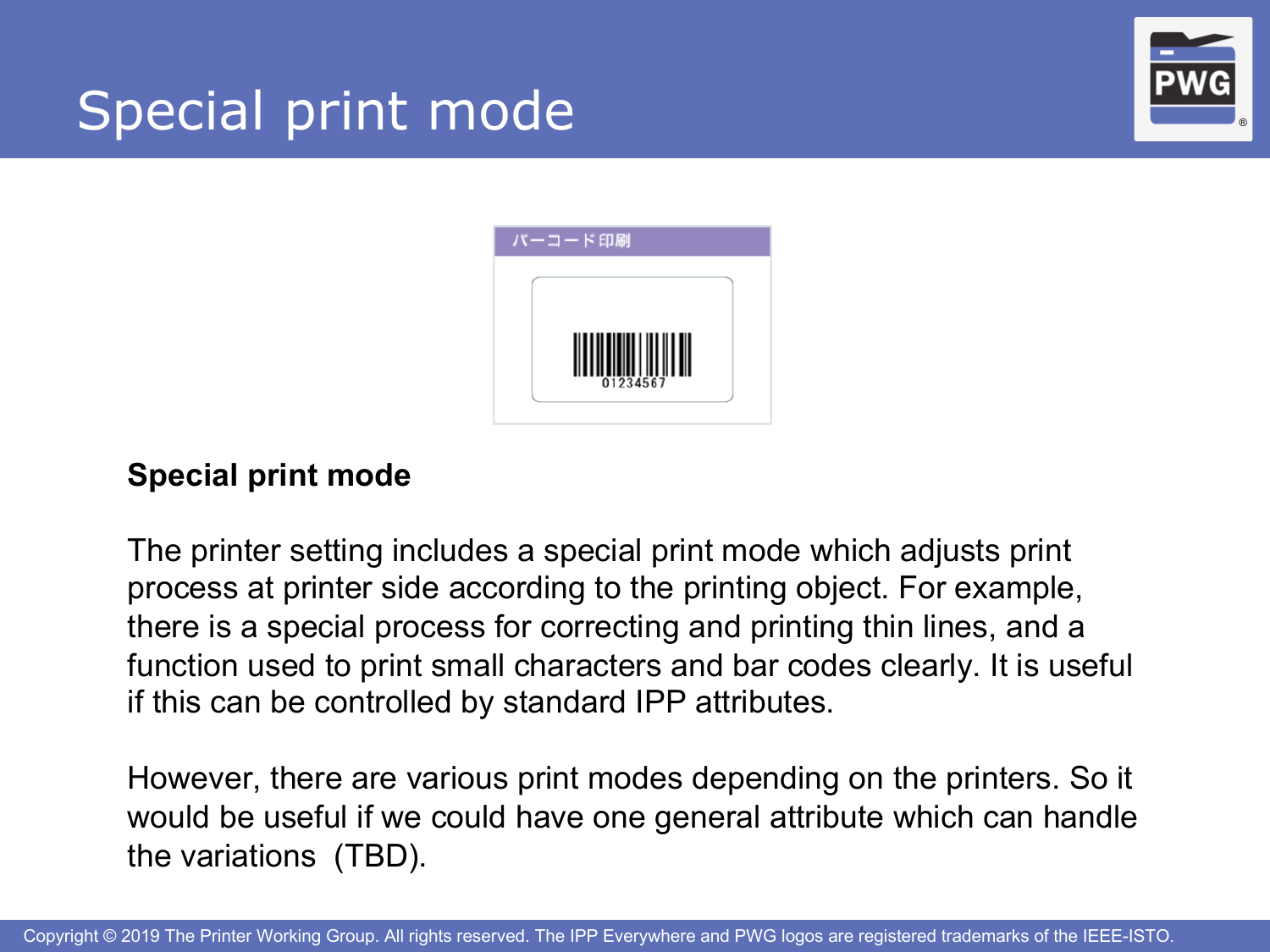# Special print mode

**Special print mode**

The printer setting includes a special print mode which adjusts print process at printer side according to the printing object. For example, there is a special process for correcting and printing thin lines, and a function used to print small characters and bar codes clearly. It is useful if this can be controlled by standard IPP attributes.

However, there are various print modes depending on the printers. So it would be useful if we could have one general attribute which can handle the variations (TBD).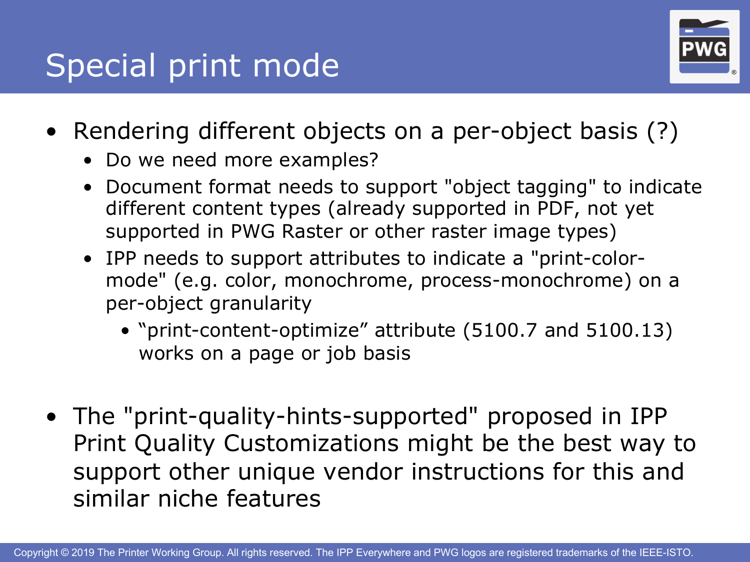# Special print mode

- Rendering different objects on a per-object basis (?)
  - Do we need more examples?
  - Document format needs to support "object tagging" to indicate different content types (already supported in PDF, not yet supported in PWG Raster or other raster image types)
  - IPP needs to support attributes to indicate a "print-color-mode" (e.g. color, monochrome, process-monochrome) on a per-object granularity
    - "print-content-optimize" attribute (5100.7 and 5100.13) works on a page or job basis

- The "print-quality-hints-supported" proposed in IPP Print Quality Customizations might be the best way to support other unique vendor instructions for this and similar niche features